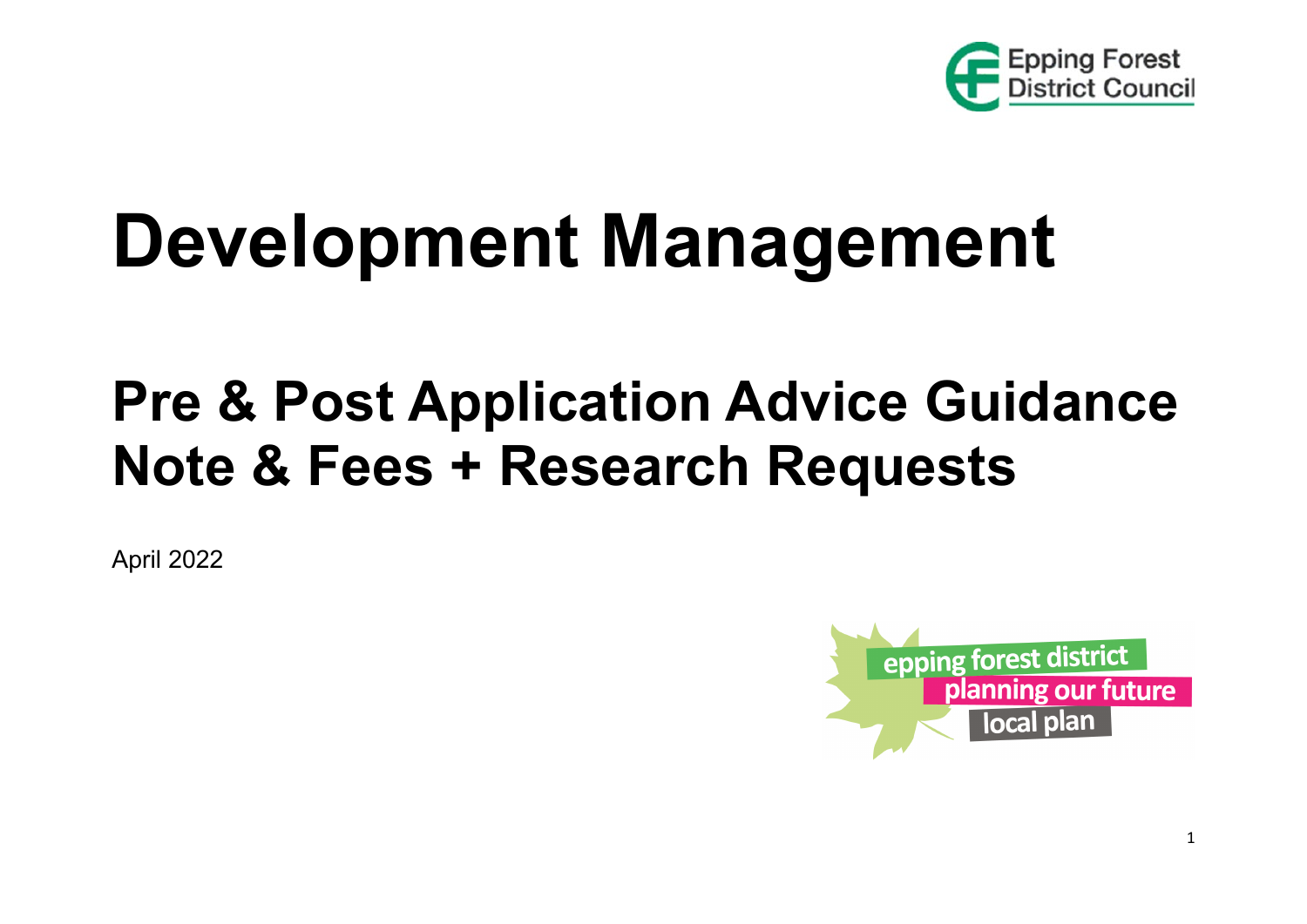# Development Management

## Pre & Post Application Advice Guidance Note & Fees + Research Requests

April 2022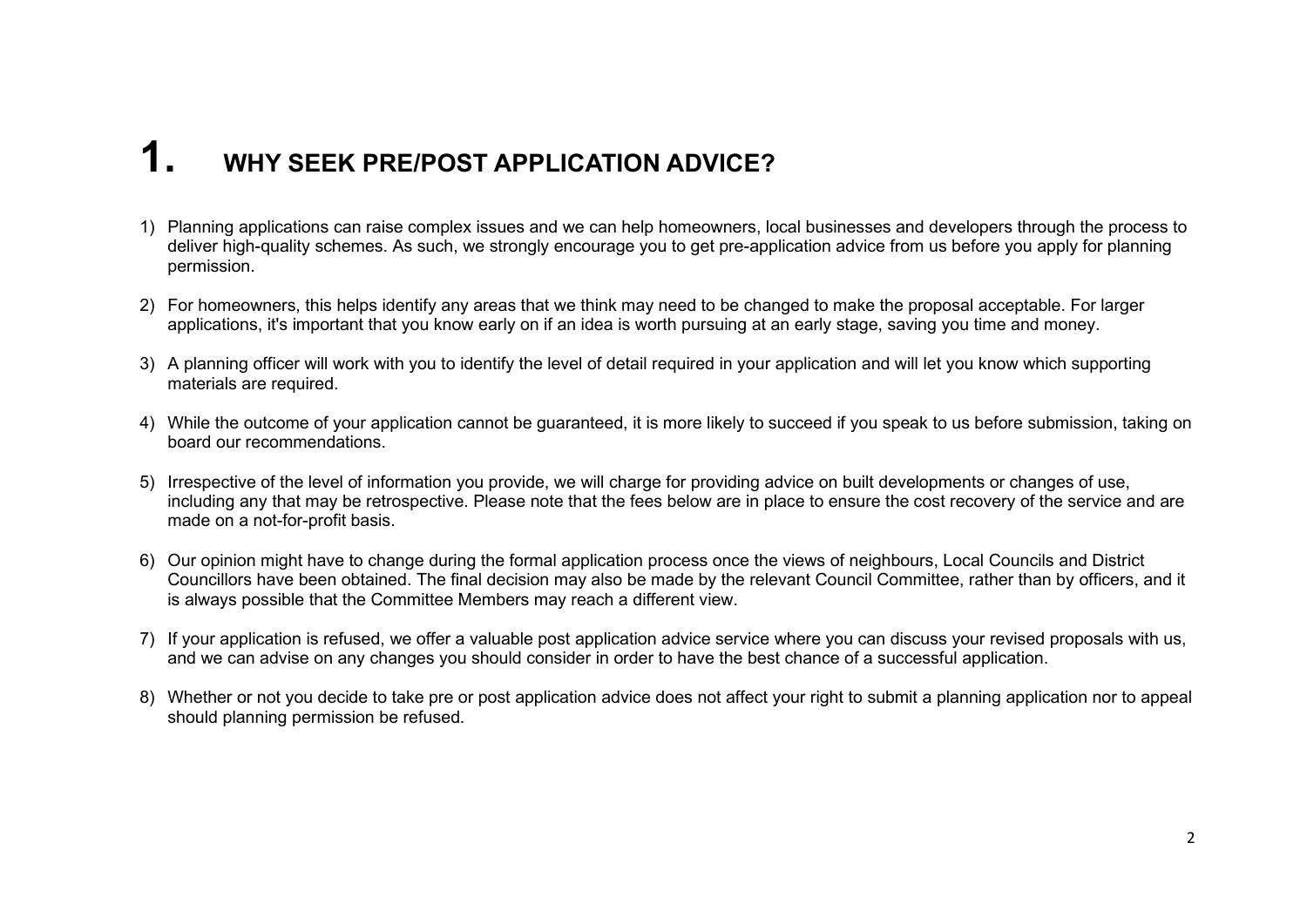# 1. WHY SEEK PRE/POST APPLICATION ADVICE?

1) Planning applications can raise complex issues and we can help homeowners, local businesses and developers through the process to deliver high-quality schemes. As such, we strongly encourage you to get pre-application advice from us before you apply for planning permission.

2) For homeowners, this helps identify any areas that we think may need to be changed to make the proposal acceptable. For larger applications, it's important that you know early on if an idea is worth pursuing at an early stage, saving you time and money.

3) A planning officer will work with you to identify the level of detail required in your application and will let you know which supporting materials are required.

4) While the outcome of your application cannot be guaranteed, it is more likely to succeed if you speak to us before submission, taking on board our recommendations.

5) Irrespective of the level of information you provide, we will charge for providing advice on built developments or changes of use, including any that may be retrospective. Please note that the fees below are in place to ensure the cost recovery of the service and are made on a not-for-profit basis.

6) Our opinion might have to change during the formal application process once the views of neighbours, Local Councils and District Councillors have been obtained. The final decision may also be made by the relevant Council Committee, rather than by officers, and it is always possible that the Committee Members may reach a different view.

7) If your application is refused, we offer a valuable post application advice service where you can discuss your revised proposals with us, and we can advise on any changes you should consider in order to have the best chance of a successful application.

8) Whether or not you decide to take pre or post application advice does not affect your right to submit a planning application nor to appeal should planning permission be refused.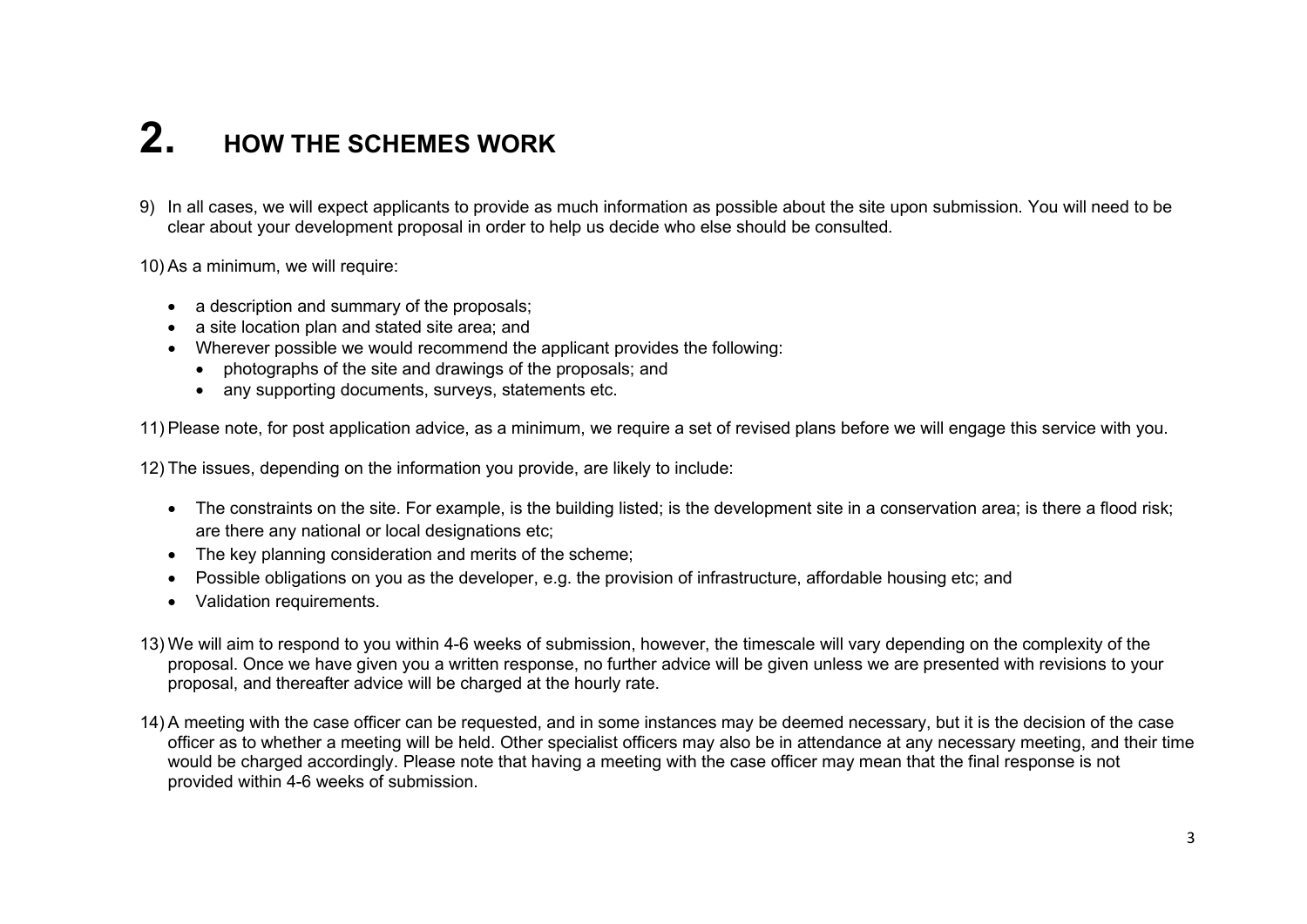# 2. HOW THE SCHEMES WORK

9) In all cases, we will expect applicants to provide as much information as possible about the site upon submission. You will need to be clear about your development proposal in order to help us decide who else should be consulted.

10) As a minimum, we will require:

- a description and summary of the proposals;
- a site location plan and stated site area; and
- Wherever possible we would recommend the applicant provides the following:
  - photographs of the site and drawings of the proposals; and
  - any supporting documents, surveys, statements etc.

11) Please note, for post application advice, as a minimum, we require a set of revised plans before we will engage this service with you.

12) The issues, depending on the information you provide, are likely to include:

- The constraints on the site. For example, is the building listed; is the development site in a conservation area; is there a flood risk; are there any national or local designations etc;
- The key planning consideration and merits of the scheme;
- Possible obligations on you as the developer, e.g. the provision of infrastructure, affordable housing etc; and
- Validation requirements.

13) We will aim to respond to you within 4-6 weeks of submission, however, the timescale will vary depending on the complexity of the proposal. Once we have given you a written response, no further advice will be given unless we are presented with revisions to your proposal, and thereafter advice will be charged at the hourly rate.

14) A meeting with the case officer can be requested, and in some instances may be deemed necessary, but it is the decision of the case officer as to whether a meeting will be held. Other specialist officers may also be in attendance at any necessary meeting, and their time would be charged accordingly. Please note that having a meeting with the case officer may mean that the final response is not provided within 4-6 weeks of submission.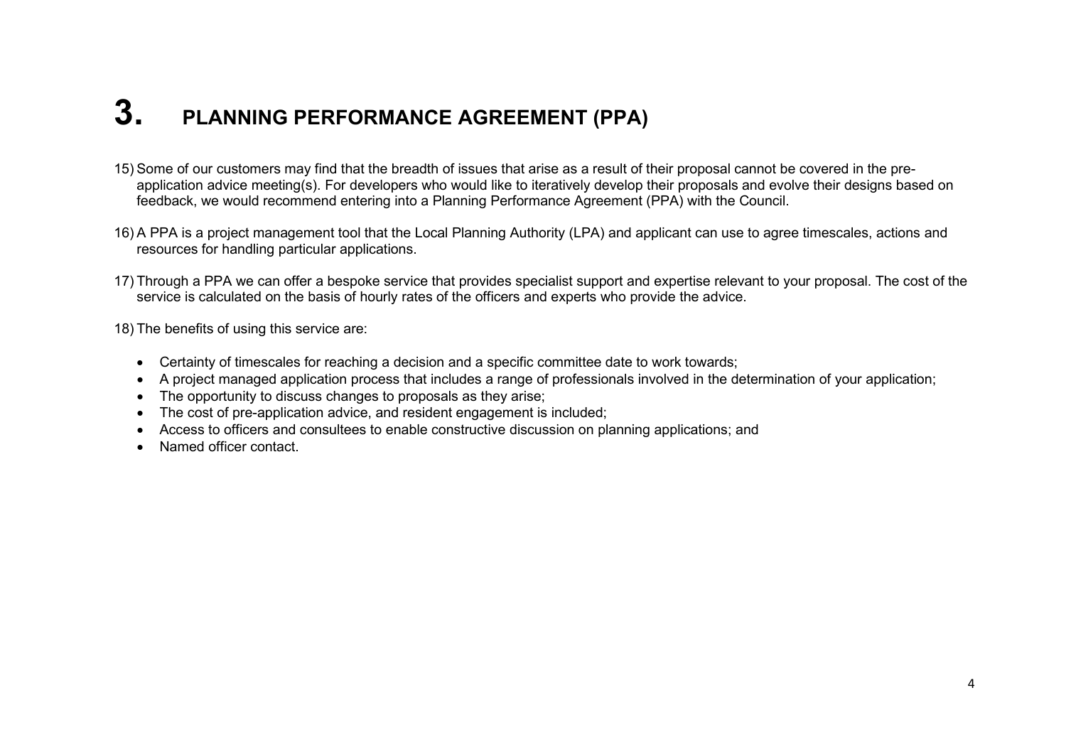# 3. PLANNING PERFORMANCE AGREEMENT (PPA)

15) Some of our customers may find that the breadth of issues that arise as a result of their proposal cannot be covered in the pre-application advice meeting(s). For developers who would like to iteratively develop their proposals and evolve their designs based on feedback, we would recommend entering into a Planning Performance Agreement (PPA) with the Council.

16) A PPA is a project management tool that the Local Planning Authority (LPA) and applicant can use to agree timescales, actions and resources for handling particular applications.

17) Through a PPA we can offer a bespoke service that provides specialist support and expertise relevant to your proposal. The cost of the service is calculated on the basis of hourly rates of the officers and experts who provide the advice.

18) The benefits of using this service are:

- Certainty of timescales for reaching a decision and a specific committee date to work towards;
- A project managed application process that includes a range of professionals involved in the determination of your application;
- The opportunity to discuss changes to proposals as they arise;
- The cost of pre-application advice, and resident engagement is included;
- Access to officers and consultees to enable constructive discussion on planning applications; and
- Named officer contact.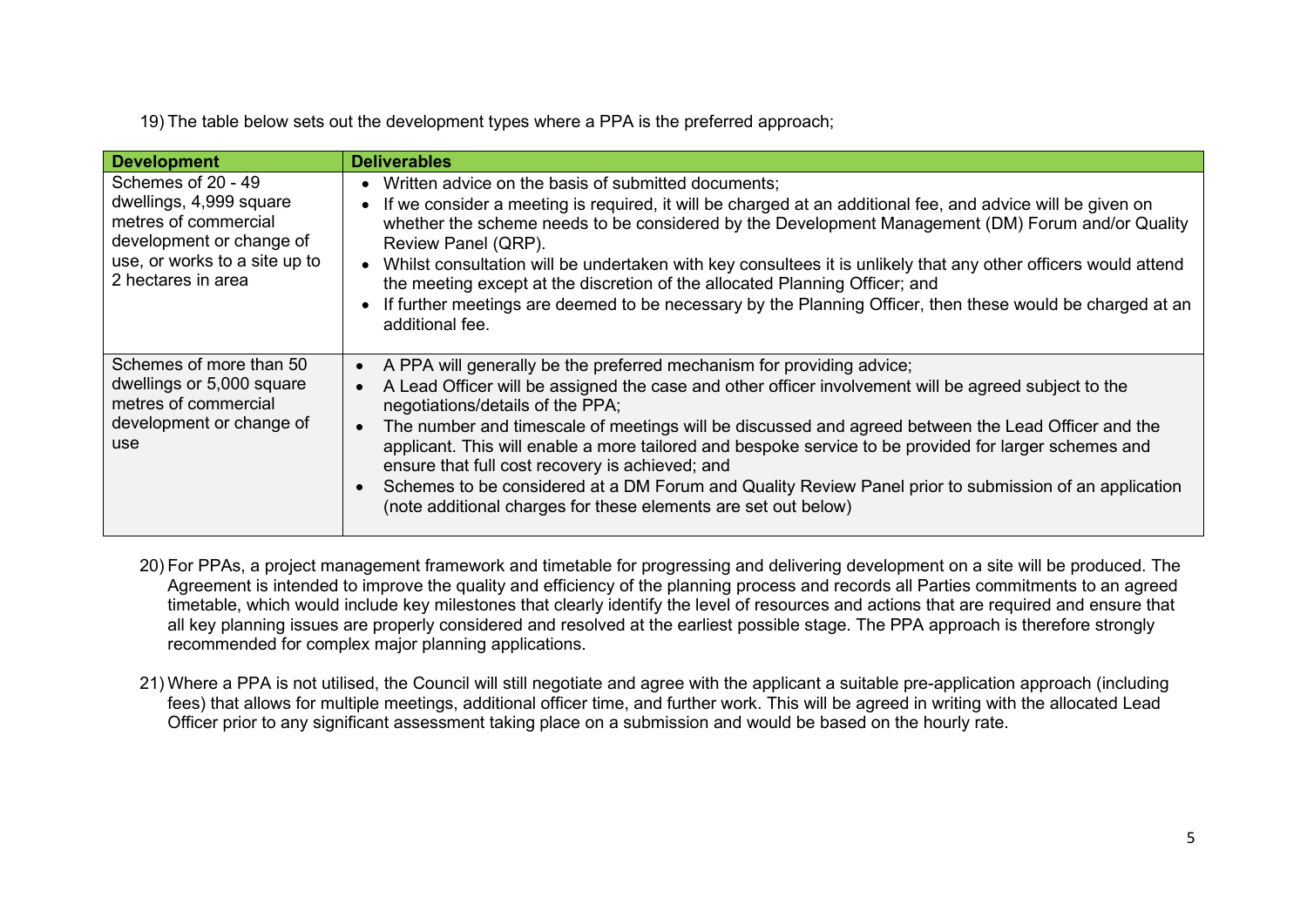19) The table below sets out the development types where a PPA is the preferred approach;

| Development | Deliverables |
| --- | --- |
| Schemes of 20 - 49 dwellings, 4,999 square metres of commercial development or change of use, or works to a site up to 2 hectares in area | • Written advice on the basis of submitted documents;<br>• If we consider a meeting is required, it will be charged at an additional fee, and advice will be given on whether the scheme needs to be considered by the Development Management (DM) Forum and/or Quality Review Panel (QRP).<br>• Whilst consultation will be undertaken with key consultees it is unlikely that any other officers would attend the meeting except at the discretion of the allocated Planning Officer; and<br>• If further meetings are deemed to be necessary by the Planning Officer, then these would be charged at an additional fee. |
| Schemes of more than 50 dwellings or 5,000 square metres of commercial development or change of use | • A PPA will generally be the preferred mechanism for providing advice;<br>• A Lead Officer will be assigned the case and other officer involvement will be agreed subject to the negotiations/details of the PPA;<br>• The number and timescale of meetings will be discussed and agreed between the Lead Officer and the applicant. This will enable a more tailored and bespoke service to be provided for larger schemes and ensure that full cost recovery is achieved; and<br>• Schemes to be considered at a DM Forum and Quality Review Panel prior to submission of an application (note additional charges for these elements are set out below) |

20) For PPAs, a project management framework and timetable for progressing and delivering development on a site will be produced. The Agreement is intended to improve the quality and efficiency of the planning process and records all Parties commitments to an agreed timetable, which would include key milestones that clearly identify the level of resources and actions that are required and ensure that all key planning issues are properly considered and resolved at the earliest possible stage. The PPA approach is therefore strongly recommended for complex major planning applications.

21) Where a PPA is not utilised, the Council will still negotiate and agree with the applicant a suitable pre-application approach (including fees) that allows for multiple meetings, additional officer time, and further work. This will be agreed in writing with the allocated Lead Officer prior to any significant assessment taking place on a submission and would be based on the hourly rate.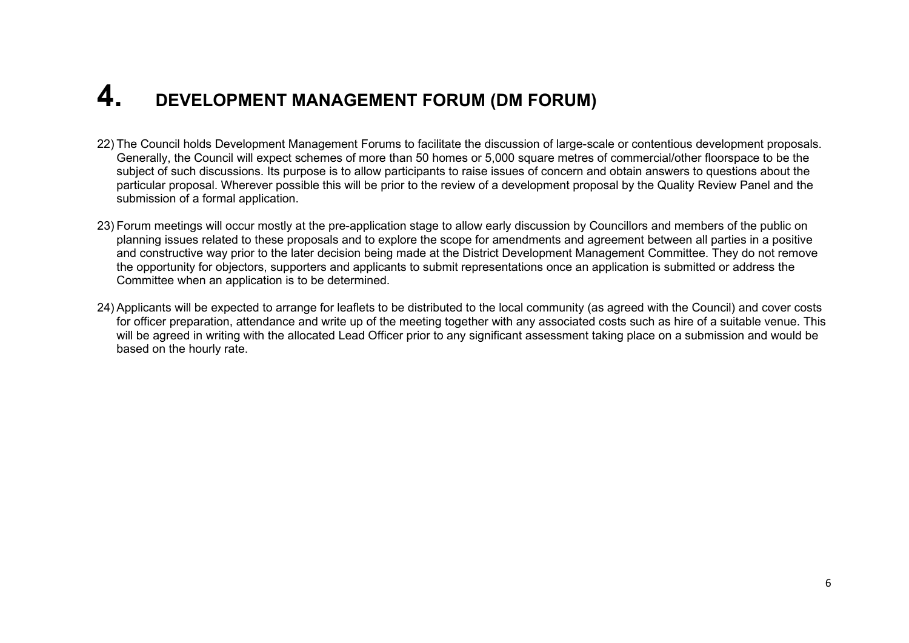# 4. DEVELOPMENT MANAGEMENT FORUM (DM FORUM)

22) The Council holds Development Management Forums to facilitate the discussion of large-scale or contentious development proposals. Generally, the Council will expect schemes of more than 50 homes or 5,000 square metres of commercial/other floorspace to be the subject of such discussions. Its purpose is to allow participants to raise issues of concern and obtain answers to questions about the particular proposal. Wherever possible this will be prior to the review of a development proposal by the Quality Review Panel and the submission of a formal application.

23) Forum meetings will occur mostly at the pre-application stage to allow early discussion by Councillors and members of the public on planning issues related to these proposals and to explore the scope for amendments and agreement between all parties in a positive and constructive way prior to the later decision being made at the District Development Management Committee. They do not remove the opportunity for objectors, supporters and applicants to submit representations once an application is submitted or address the Committee when an application is to be determined.

24) Applicants will be expected to arrange for leaflets to be distributed to the local community (as agreed with the Council) and cover costs for officer preparation, attendance and write up of the meeting together with any associated costs such as hire of a suitable venue. This will be agreed in writing with the allocated Lead Officer prior to any significant assessment taking place on a submission and would be based on the hourly rate.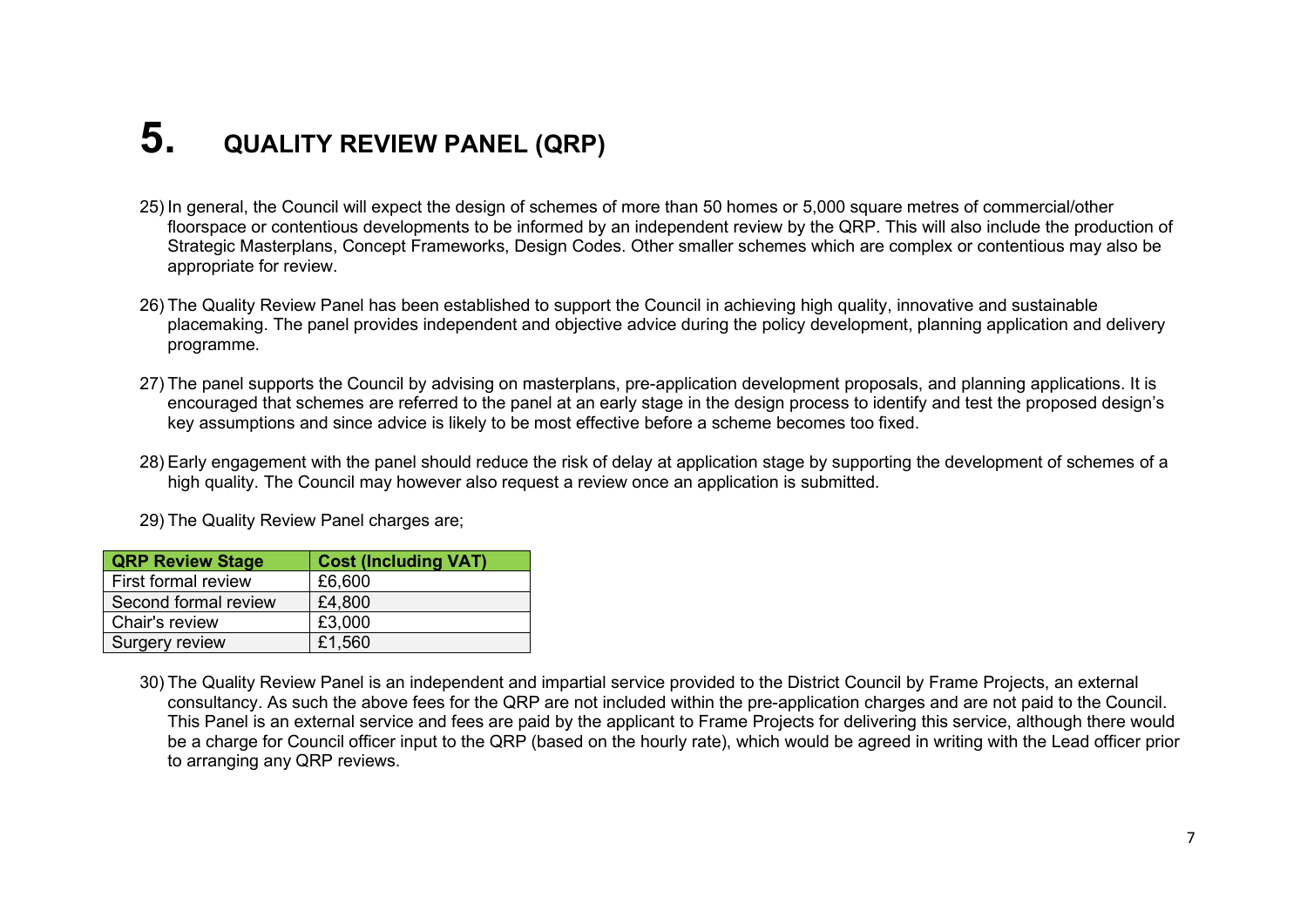# 5. QUALITY REVIEW PANEL (QRP)

25) In general, the Council will expect the design of schemes of more than 50 homes or 5,000 square metres of commercial/other floorspace or contentious developments to be informed by an independent review by the QRP. This will also include the production of Strategic Masterplans, Concept Frameworks, Design Codes. Other smaller schemes which are complex or contentious may also be appropriate for review.

26) The Quality Review Panel has been established to support the Council in achieving high quality, innovative and sustainable placemaking. The panel provides independent and objective advice during the policy development, planning application and delivery programme.

27) The panel supports the Council by advising on masterplans, pre-application development proposals, and planning applications. It is encouraged that schemes are referred to the panel at an early stage in the design process to identify and test the proposed design's key assumptions and since advice is likely to be most effective before a scheme becomes too fixed.

28) Early engagement with the panel should reduce the risk of delay at application stage by supporting the development of schemes of a high quality. The Council may however also request a review once an application is submitted.

29) The Quality Review Panel charges are;

| QRP Review Stage | Cost (Including VAT) |
|---|---|
| First formal review | £6,600 |
| Second formal review | £4,800 |
| Chair's review | £3,000 |
| Surgery review | £1,560 |

30) The Quality Review Panel is an independent and impartial service provided to the District Council by Frame Projects, an external consultancy. As such the above fees for the QRP are not included within the pre-application charges and are not paid to the Council. This Panel is an external service and fees are paid by the applicant to Frame Projects for delivering this service, although there would be a charge for Council officer input to the QRP (based on the hourly rate), which would be agreed in writing with the Lead officer prior to arranging any QRP reviews.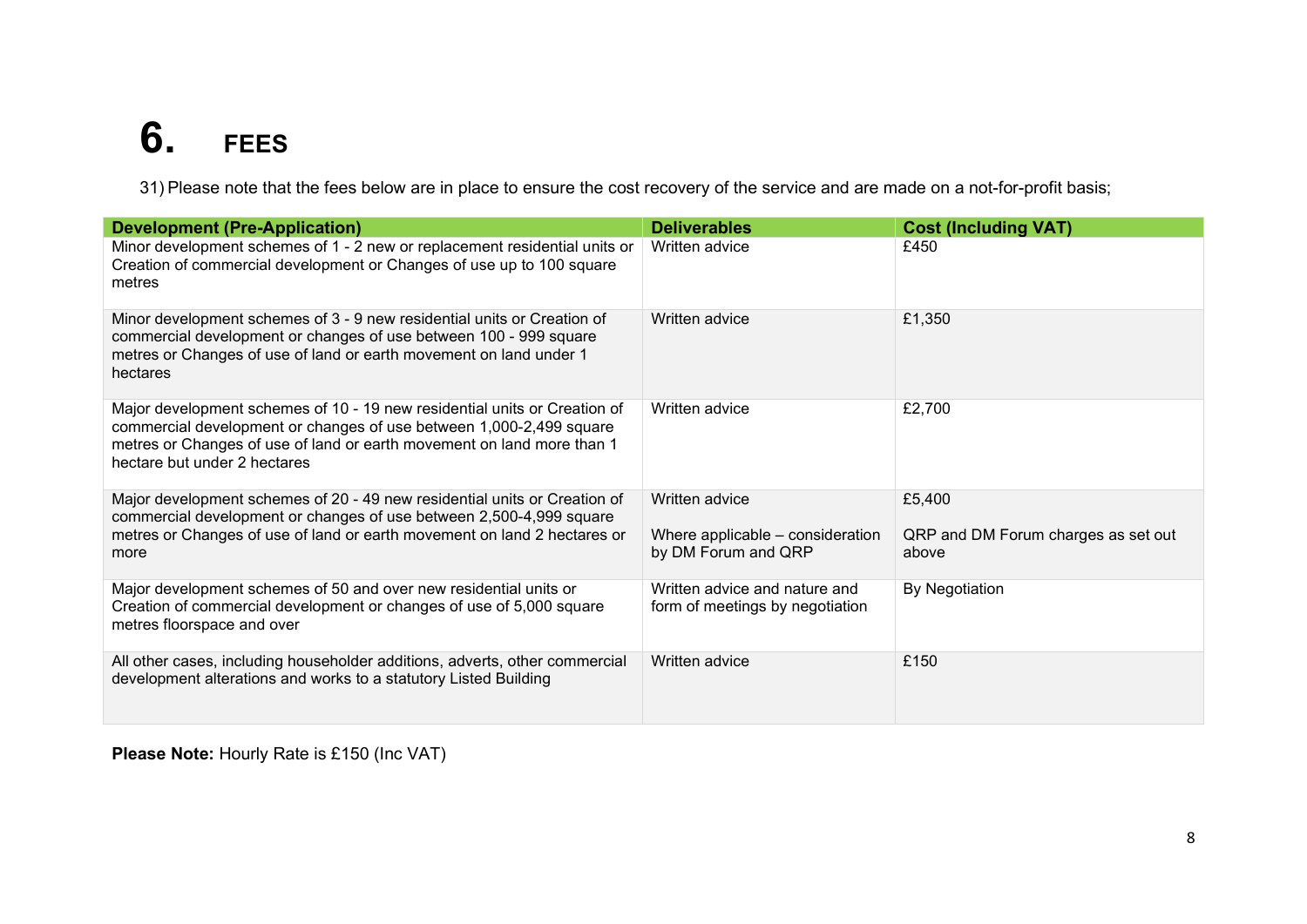# 6. FEES

31) Please note that the fees below are in place to ensure the cost recovery of the service and are made on a not-for-profit basis;

| Development (Pre-Application) | Deliverables | Cost (Including VAT) |
|---|---|---|
| Minor development schemes of 1 - 2 new or replacement residential units or Creation of commercial development or Changes of use up to 100 square metres | Written advice | £450 |
| Minor development schemes of 3 - 9 new residential units or Creation of commercial development or changes of use between 100 - 999 square metres or Changes of use of land or earth movement on land under 1 hectares | Written advice | £1,350 |
| Major development schemes of 10 - 19 new residential units or Creation of commercial development or changes of use between 1,000-2,499 square metres or Changes of use of land or earth movement on land more than 1 hectare but under 2 hectares | Written advice | £2,700 |
| Major development schemes of 20 - 49 new residential units or Creation of commercial development or changes of use between 2,500-4,999 square metres or Changes of use of land or earth movement on land 2 hectares or more | Written advice<br><br>Where applicable – consideration by DM Forum and QRP | £5,400<br><br>QRP and DM Forum charges as set out above |
| Major development schemes of 50 and over new residential units or Creation of commercial development or changes of use of 5,000 square metres floorspace and over | Written advice and nature and form of meetings by negotiation | By Negotiation |
| All other cases, including householder additions, adverts, other commercial development alterations and works to a statutory Listed Building | Written advice | £150 |

**Please Note:** Hourly Rate is £150 (Inc VAT)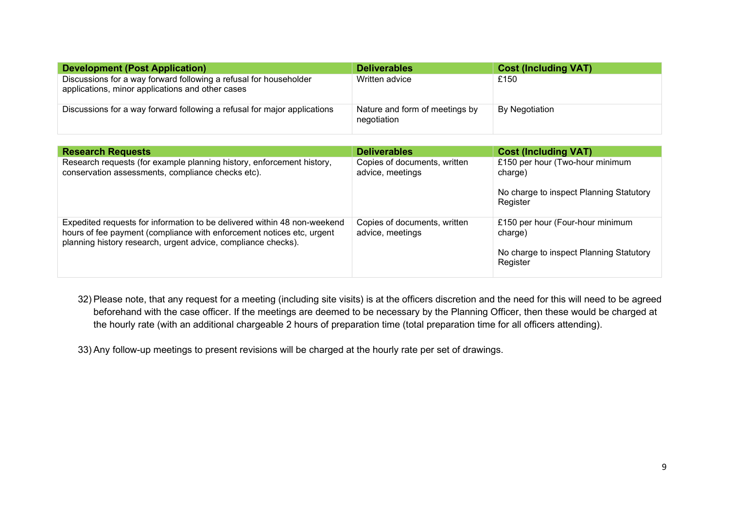| Development (Post Application) | Deliverables | Cost (Including VAT) |
|---|---|---|
| Discussions for a way forward following a refusal for householder applications, minor applications and other cases | Written advice | £150 |
| Discussions for a way forward following a refusal for major applications | Nature and form of meetings by negotiation | By Negotiation |

| Research Requests | Deliverables | Cost (Including VAT) |
|---|---|---|
| Research requests (for example planning history, enforcement history, conservation assessments, compliance checks etc). | Copies of documents, written advice, meetings | £150 per hour (Two-hour minimum charge)<br><br>No charge to inspect Planning Statutory Register |
| Expedited requests for information to be delivered within 48 non-weekend hours of fee payment (compliance with enforcement notices etc, urgent planning history research, urgent advice, compliance checks). | Copies of documents, written advice, meetings | £150 per hour (Four-hour minimum charge)<br><br>No charge to inspect Planning Statutory Register |

32) Please note, that any request for a meeting (including site visits) is at the officers discretion and the need for this will need to be agreed beforehand with the case officer. If the meetings are deemed to be necessary by the Planning Officer, then these would be charged at the hourly rate (with an additional chargeable 2 hours of preparation time (total preparation time for all officers attending).

33) Any follow-up meetings to present revisions will be charged at the hourly rate per set of drawings.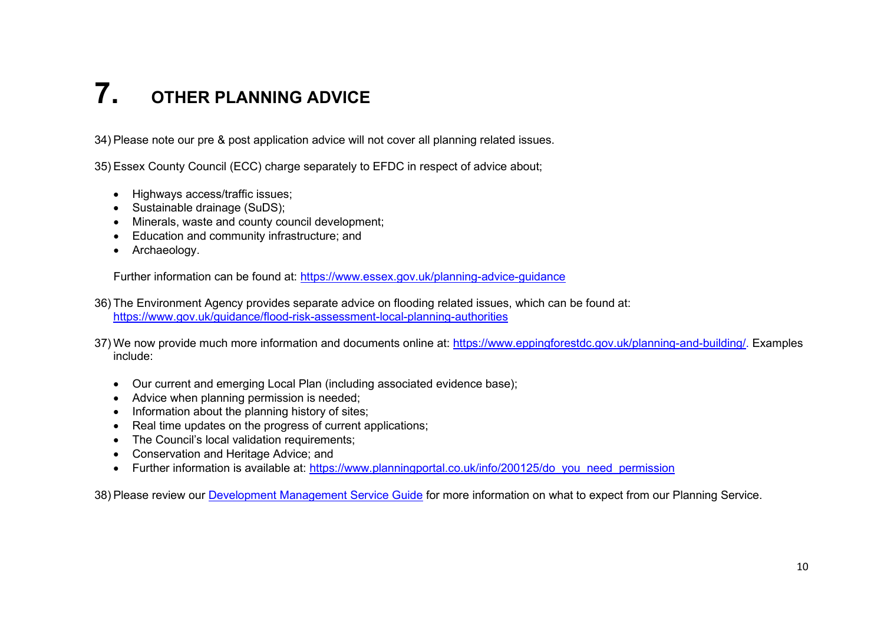# 7. OTHER PLANNING ADVICE

34) Please note our pre & post application advice will not cover all planning related issues.

35) Essex County Council (ECC) charge separately to EFDC in respect of advice about;

- Highways access/traffic issues;
- Sustainable drainage (SuDS);
- Minerals, waste and county council development;
- Education and community infrastructure; and
- Archaeology.

Further information can be found at: https://www.essex.gov.uk/planning-advice-guidance

36) The Environment Agency provides separate advice on flooding related issues, which can be found at: https://www.gov.uk/guidance/flood-risk-assessment-local-planning-authorities

37) We now provide much more information and documents online at: https://www.eppingforestdc.gov.uk/planning-and-building/. Examples include:

- Our current and emerging Local Plan (including associated evidence base);
- Advice when planning permission is needed;
- Information about the planning history of sites;
- Real time updates on the progress of current applications;
- The Council's local validation requirements;
- Conservation and Heritage Advice; and
- Further information is available at: https://www.planningportal.co.uk/info/200125/do_you_need_permission

38) Please review our Development Management Service Guide for more information on what to expect from our Planning Service.